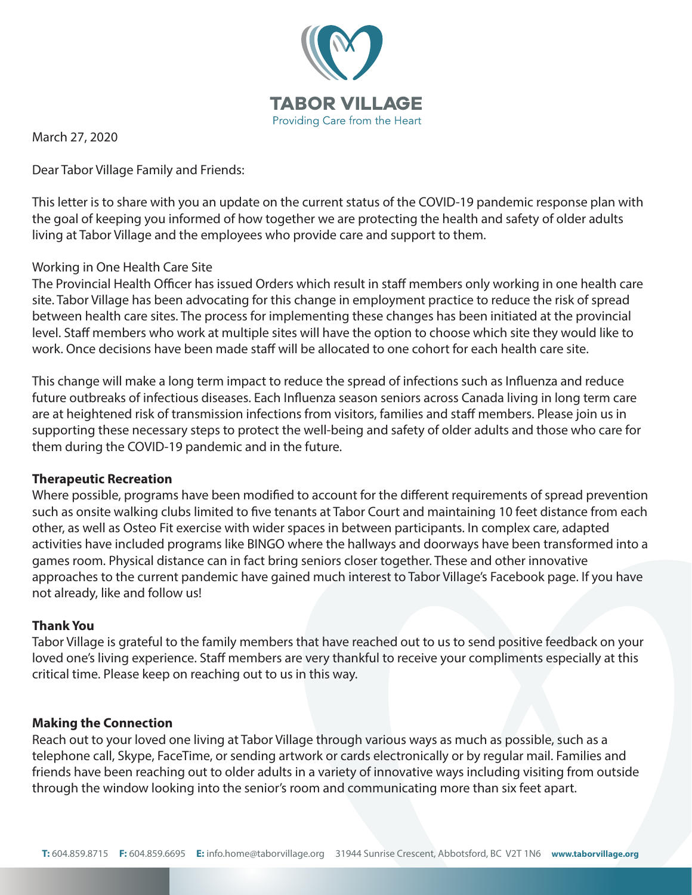**TABOR VILLAGE**
Providing Care from the Heart

March 27, 2020

Dear Tabor Village Family and Friends:

This letter is to share with you an update on the current status of the COVID-19 pandemic response plan with the goal of keeping you informed of how together we are protecting the health and safety of older adults living at Tabor Village and the employees who provide care and support to them.

Working in One Health Care Site

The Provincial Health Officer has issued Orders which result in staff members only working in one health care site. Tabor Village has been advocating for this change in employment practice to reduce the risk of spread between health care sites. The process for implementing these changes has been initiated at the provincial level. Staff members who work at multiple sites will have the option to choose which site they would like to work. Once decisions have been made staff will be allocated to one cohort for each health care site.

This change will make a long term impact to reduce the spread of infections such as Influenza and reduce future outbreaks of infectious diseases. Each Influenza season seniors across Canada living in long term care are at heightened risk of transmission infections from visitors, families and staff members. Please join us in supporting these necessary steps to protect the well-being and safety of older adults and those who care for them during the COVID-19 pandemic and in the future.

**Therapeutic Recreation**

Where possible, programs have been modified to account for the different requirements of spread prevention such as onsite walking clubs limited to five tenants at Tabor Court and maintaining 10 feet distance from each other, as well as Osteo Fit exercise with wider spaces in between participants. In complex care, adapted activities have included programs like BINGO where the hallways and doorways have been transformed into a games room. Physical distance can in fact bring seniors closer together. These and other innovative approaches to the current pandemic have gained much interest to Tabor Village's Facebook page. If you have not already, like and follow us!

**Thank You**

Tabor Village is grateful to the family members that have reached out to us to send positive feedback on your loved one's living experience. Staff members are very thankful to receive your compliments especially at this critical time. Please keep on reaching out to us in this way.

**Making the Connection**

Reach out to your loved one living at Tabor Village through various ways as much as possible, such as a telephone call, Skype, FaceTime, or sending artwork or cards electronically or by regular mail. Families and friends have been reaching out to older adults in a variety of innovative ways including visiting from outside through the window looking into the senior's room and communicating more than six feet apart.

**T:** 604.859.8715 **F:** 604.859.6695 **E:** info.home@taborvillage.org 31944 Sunrise Crescent, Abbotsford, BC V2T 1N6 **www.taborvillage.org**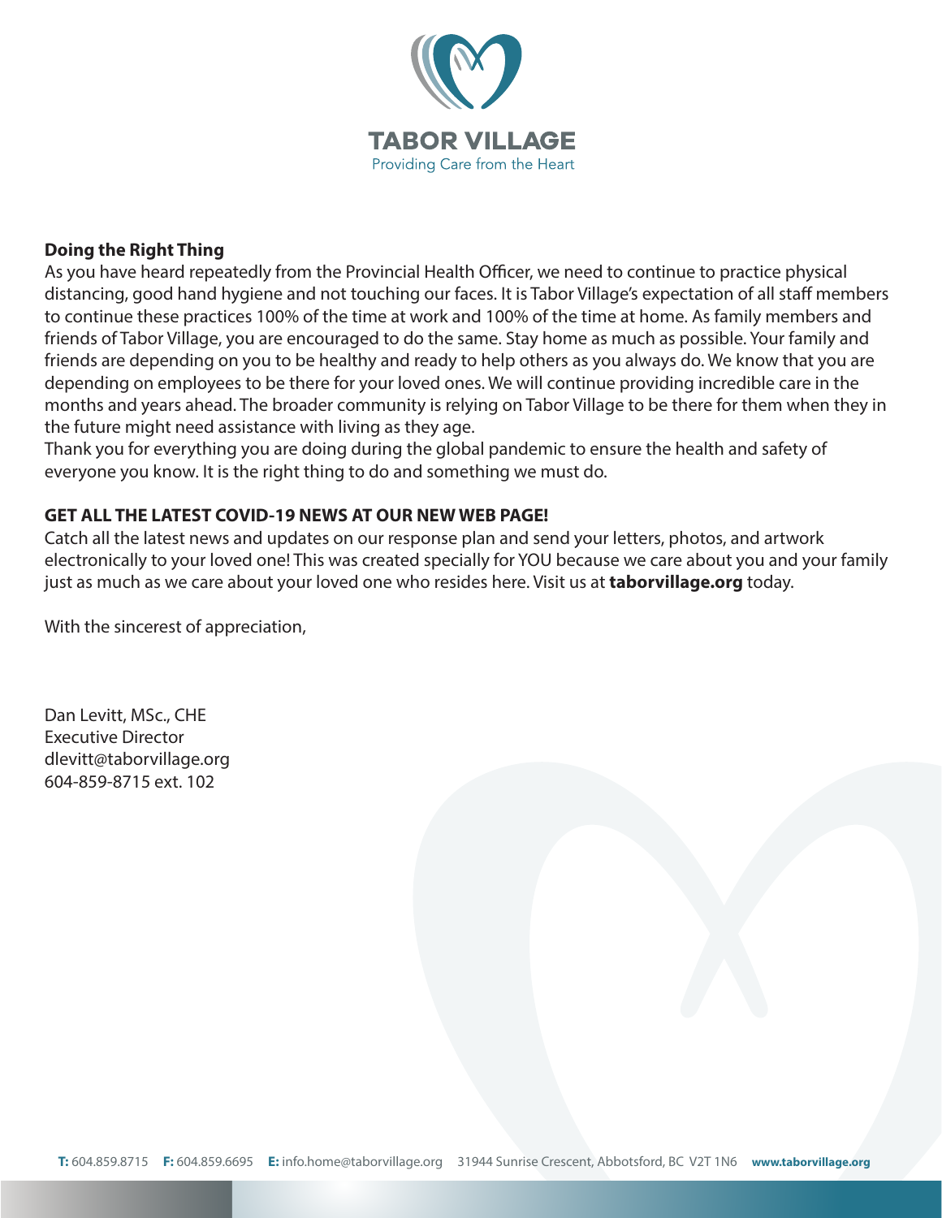# TABOR VILLAGE

Providing Care from the Heart

**Doing the Right Thing**

As you have heard repeatedly from the Provincial Health Officer, we need to continue to practice physical distancing, good hand hygiene and not touching our faces. It is Tabor Village's expectation of all staff members to continue these practices 100% of the time at work and 100% of the time at home. As family members and friends of Tabor Village, you are encouraged to do the same. Stay home as much as possible. Your family and friends are depending on you to be healthy and ready to help others as you always do. We know that you are depending on employees to be there for your loved ones. We will continue providing incredible care in the months and years ahead. The broader community is relying on Tabor Village to be there for them when they in the future might need assistance with living as they age.

Thank you for everything you are doing during the global pandemic to ensure the health and safety of everyone you know. It is the right thing to do and something we must do.

**GET ALL THE LATEST COVID-19 NEWS AT OUR NEW WEB PAGE!**

Catch all the latest news and updates on our response plan and send your letters, photos, and artwork electronically to your loved one! This was created specially for YOU because we care about you and your family just as much as we care about your loved one who resides here. Visit us at **taborvillage.org** today.

With the sincerest of appreciation,

Dan Levitt, MSc., CHE
Executive Director
dlevitt@taborvillage.org
604-859-8715 ext. 102

**T:** 604.859.8715 **F:** 604.859.6695 **E:** info.home@taborvillage.org 31944 Sunrise Crescent, Abbotsford, BC V2T 1N6 **www.taborvillage.org**